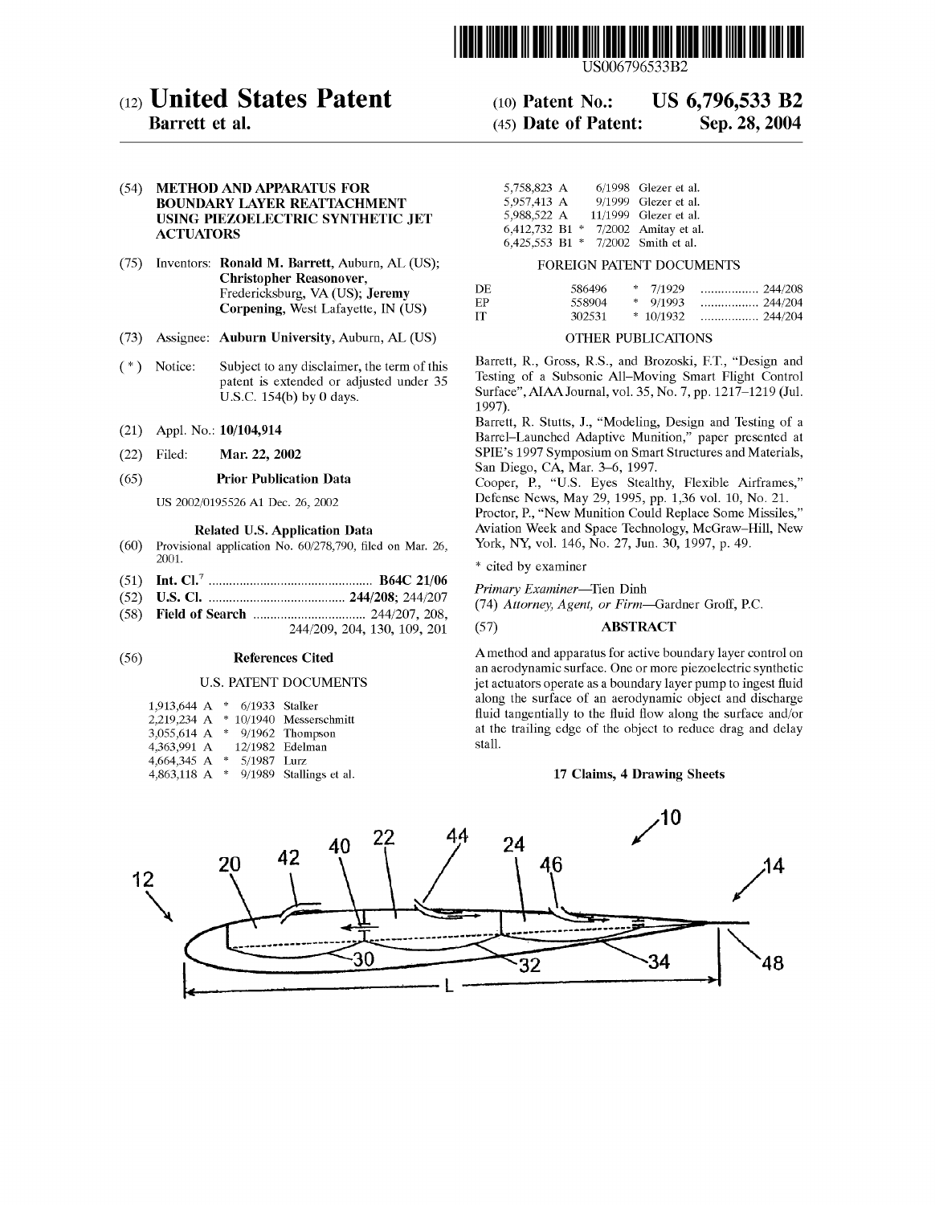# United States Patent

**Barrett et al.**

(10) Patent No.: **US 6,796,533 B2**

(45) Date of Patent: **Sep. 28, 2004**

US006796533B2

(54) **METHOD AND APPARATUS FOR BOUNDARY LAYER REATTACHMENT USING PIEZOELECTRIC SYNTHETIC JET ACTUATORS**

(75) Inventors: **Ronald M. Barrett**, Auburn, AL (US); **Christopher Reasonover**, Fredericksburg, VA (US); **Jeremy Corpening**, West Lafayette, IN (US)

(73) Assignee: **Auburn University**, Auburn, AL (US)

( * ) Notice: Subject to any disclaimer, the term of this patent is extended or adjusted under 35 U.S.C. 154(b) by 0 days.

(21) Appl. No.: **10/104,914**

(22) Filed: **Mar. 22, 2002**

(65) **Prior Publication Data**

US 2002/0195526 A1 Dec. 26, 2002

**Related U.S. Application Data**

(60) Provisional application No. 60/278,790, filed on Mar. 26, 2001.

(51) **Int. Cl.**[7] ................................................ **B64C 21/06**

(52) **U.S. Cl.** ........................................ **244/208**; 244/207

(58) **Field of Search** ................................ 244/207, 208, 244/209, 204, 130, 109, 201

(56) **References Cited**

U.S. PATENT DOCUMENTS

| | | | |
|---|---|---|---|
| 1,913,644 A | * | 6/1933 | Stalker |
| 2,219,234 A | * | 10/1940 | Messerschmitt |
| 3,055,614 A | * | 9/1962 | Thompson |
| 4,363,991 A | | 12/1982 | Edelman |
| 4,664,345 A | * | 5/1987 | Lurz |
| 4,863,118 A | * | 9/1989 | Stallings et al. |
| 5,758,823 A | | 6/1998 | Glezer et al. |
| 5,957,413 A | | 9/1999 | Glezer et al. |
| 5,988,522 A | | 11/1999 | Glezer et al. |
| 6,412,732 B1 | * | 7/2002 | Amitay et al. |
| 6,425,553 B1 | * | 7/2002 | Smith et al. |

FOREIGN PATENT DOCUMENTS

| | | | |
|---|---|---|---|
| DE | 586496 | * 7/1929 | ................. 244/208 |
| EP | 558904 | * 9/1993 | ................. 244/204 |
| IT | 302531 | * 10/1932 | ................. 244/204 |

OTHER PUBLICATIONS

Barrett, R., Gross, R.S., and Brozoski, F.T., "Design and Testing of a Subsonic All–Moving Smart Flight Control Surface", AIAA Journal, vol. 35, No. 7, pp. 1217–1219 (Jul. 1997).

Barrett, R. Stutts, J., "Modeling, Design and Testing of a Barrel–Launched Adaptive Munition," paper presented at SPIE's 1997 Symposium on Smart Structures and Materials, San Diego, CA, Mar. 3–6, 1997.

Cooper, P., "U.S. Eyes Stealthy, Flexible Airframes," Defense News, May 29, 1995, pp. 1,36 vol. 10, No. 21.

Proctor, P., "New Munition Could Replace Some Missiles," Aviation Week and Space Technology, McGraw–Hill, New York, NY, vol. 146, No. 27, Jun. 30, 1997, p. 49.

\* cited by examiner

*Primary Examiner*—Tien Dinh

(74) *Attorney, Agent, or Firm*—Gardner Groff, P.C.

(57) **ABSTRACT**

A method and apparatus for active boundary layer control on an aerodynamic surface. One or more piezoelectric synthetic jet actuators operate as a boundary layer pump to ingest fluid along the surface of an aerodynamic object and discharge fluid tangentially to the fluid flow along the surface and/or at the trailing edge of the object to reduce drag and delay stall.

**17 Claims, 4 Drawing Sheets**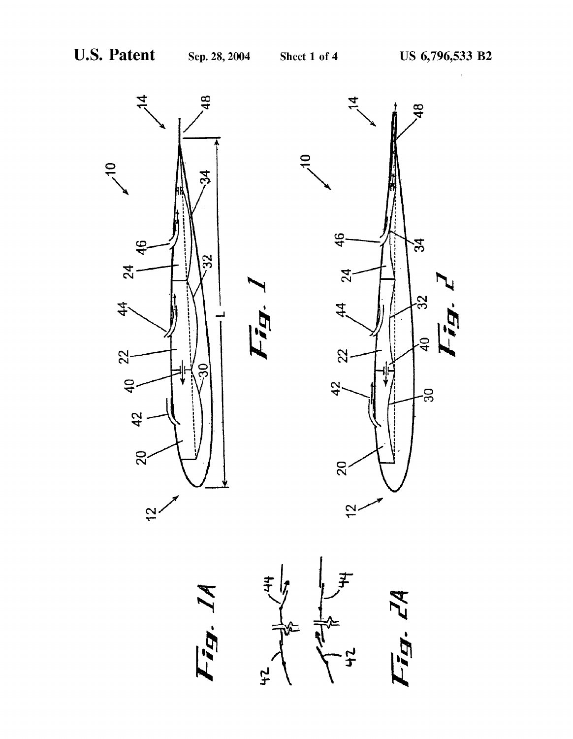Fig. 1

Fig. 2

Fig. 1A

Fig. 2A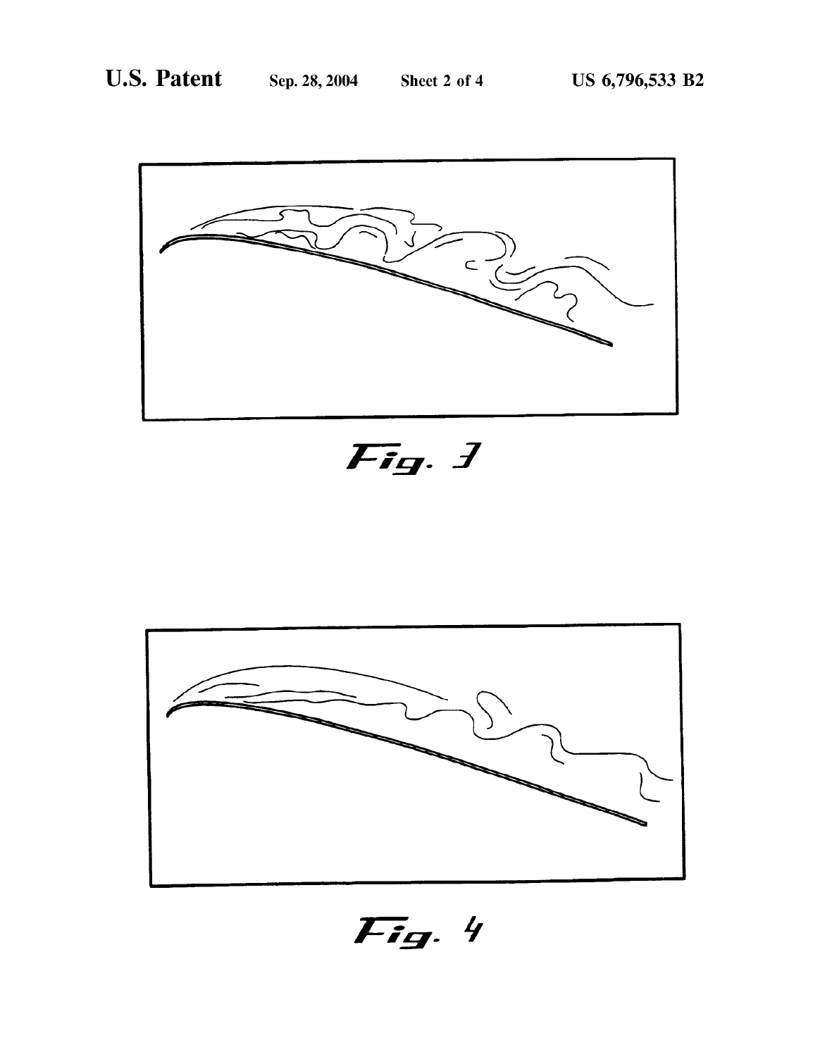Fig. 3

Fig. 4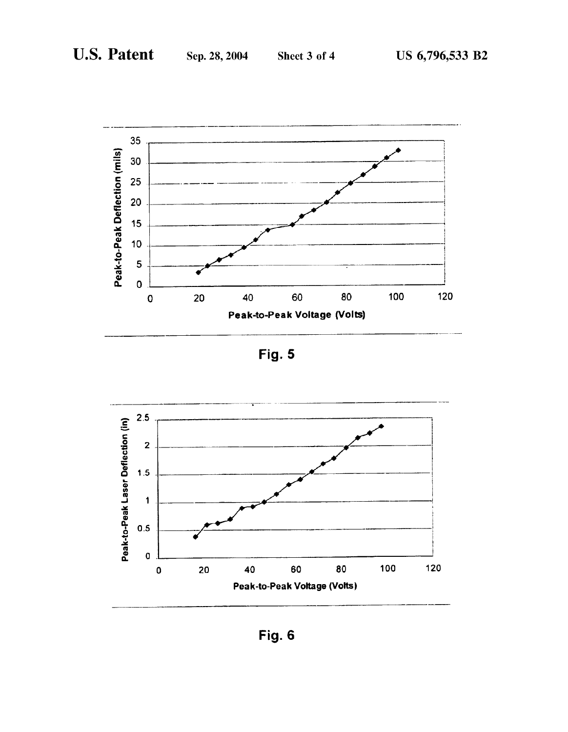Fig. 5

Fig. 6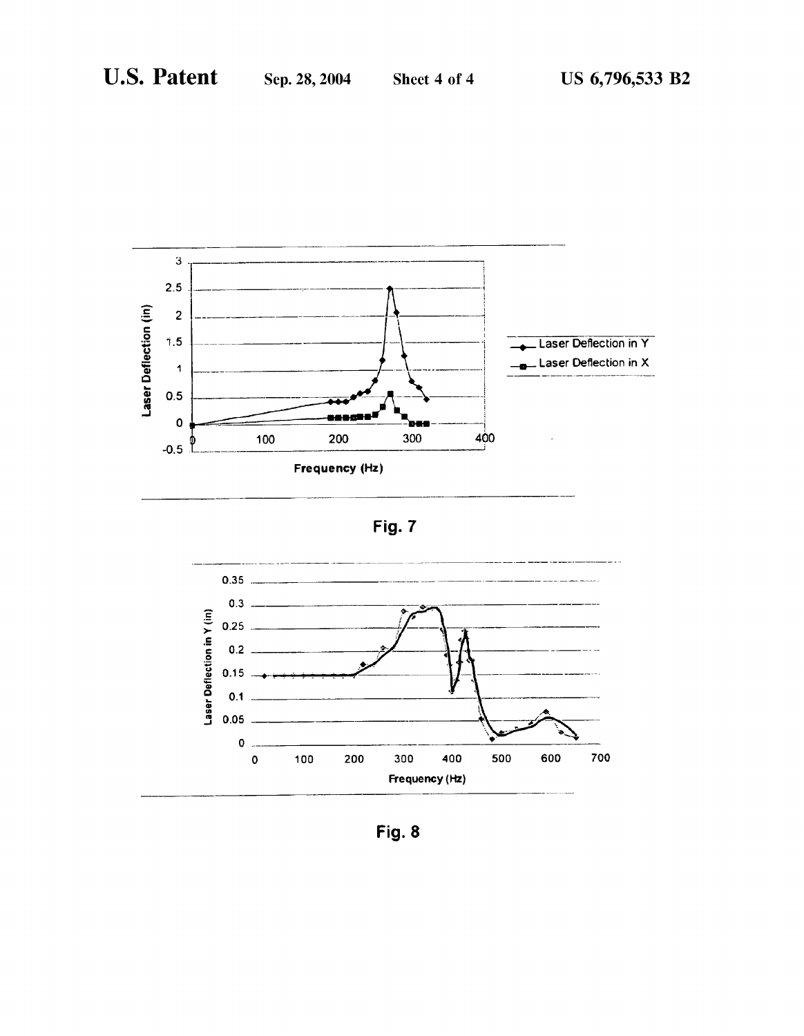Fig. 7

Fig. 8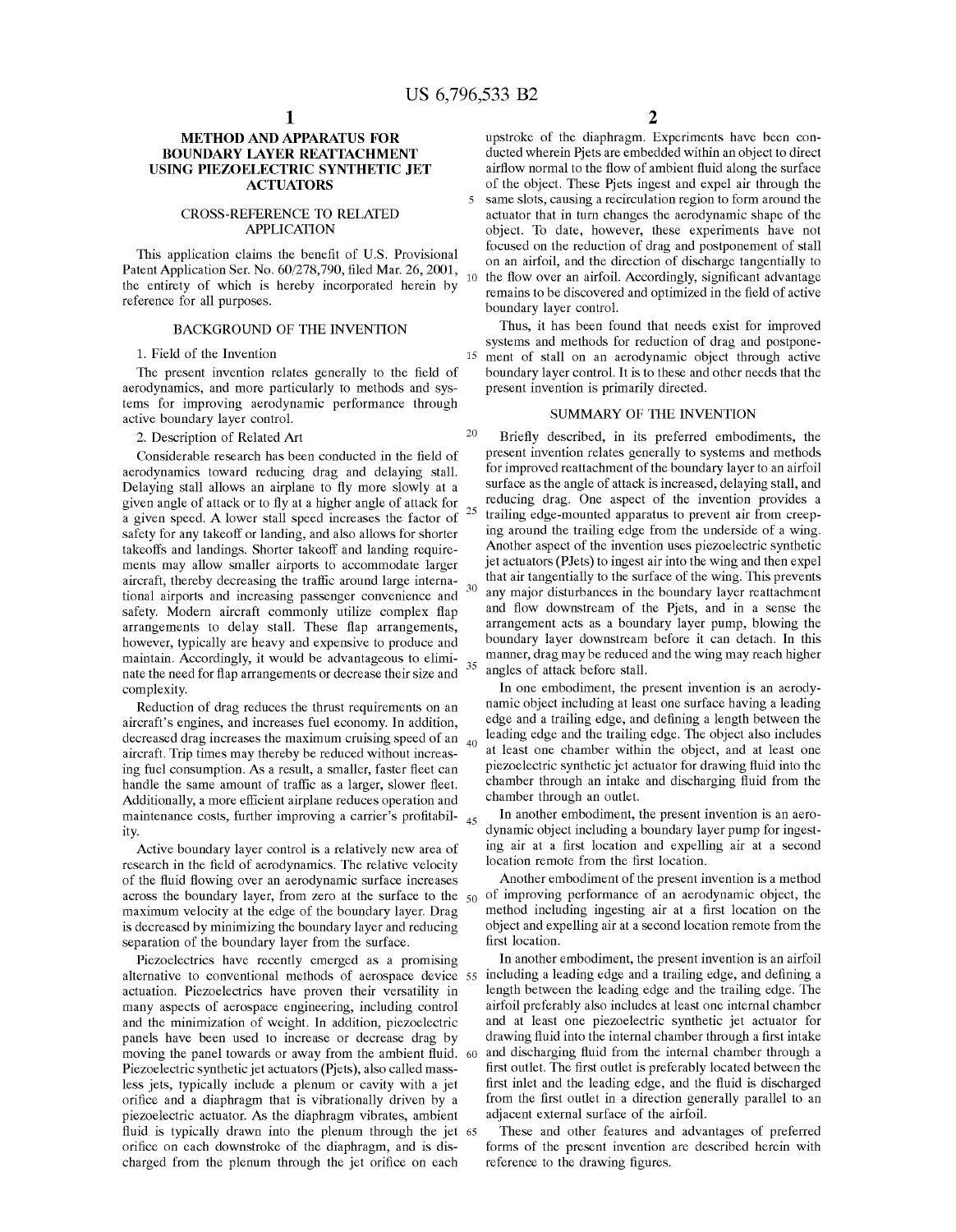# METHOD AND APPARATUS FOR BOUNDARY LAYER REATTACHMENT USING PIEZOELECTRIC SYNTHETIC JET ACTUATORS

## CROSS-REFERENCE TO RELATED APPLICATION

This application claims the benefit of U.S. Provisional Patent Application Ser. No. 60/278,790, filed Mar. 26, 2001, the entirety of which is hereby incorporated herein by reference for all purposes.

## BACKGROUND OF THE INVENTION

### 1. Field of the Invention

The present invention relates generally to the field of aerodynamics, and more particularly to methods and systems for improving aerodynamic performance through active boundary layer control.

### 2. Description of Related Art

Considerable research has been conducted in the field of aerodynamics toward reducing drag and delaying stall. Delaying stall allows an airplane to fly more slowly at a given angle of attack or to fly at a higher angle of attack for a given speed. A lower stall speed increases the factor of safety for any takeoff or landing, and also allows for shorter takeoffs and landings. Shorter takeoff and landing requirements may allow smaller airports to accommodate larger aircraft, thereby decreasing the traffic around large international airports and increasing passenger convenience and safety. Modern aircraft commonly utilize complex flap arrangements to delay stall. These flap arrangements, however, typically are heavy and expensive to produce and maintain. Accordingly, it would be advantageous to eliminate the need for flap arrangements or decrease their size and complexity.

Reduction of drag reduces the thrust requirements on an aircraft's engines, and increases fuel economy. In addition, decreased drag increases the maximum cruising speed of an aircraft. Trip times may thereby be reduced without increasing fuel consumption. As a result, a smaller, faster fleet can handle the same amount of traffic as a larger, slower fleet. Additionally, a more efficient airplane reduces operation and maintenance costs, further improving a carrier's profitability.

Active boundary layer control is a relatively new area of research in the field of aerodynamics. The relative velocity of the fluid flowing over an aerodynamic surface increases across the boundary layer, from zero at the surface to the maximum velocity at the edge of the boundary layer. Drag is decreased by minimizing the boundary layer and reducing separation of the boundary layer from the surface.

Piezoelectrics have recently emerged as a promising alternative to conventional methods of aerospace device actuation. Piezoelectrics have proven their versatility in many aspects of aerospace engineering, including control and the minimization of weight. In addition, piezoelectric panels have been used to increase or decrease drag by moving the panel towards or away from the ambient fluid. Piezoelectric synthetic jet actuators (Pjets), also called massless jets, typically include a plenum or cavity with a jet orifice and a diaphragm that is vibrationally driven by a piezoelectric actuator. As the diaphragm vibrates, ambient fluid is typically drawn into the plenum through the jet orifice on each downstroke of the diaphragm, and is discharged from the plenum through the jet orifice on each upstroke of the diaphragm. Experiments have been conducted wherein Pjets are embedded within an object to direct airflow normal to the flow of ambient fluid along the surface of the object. These Pjets ingest and expel air through the same slots, causing a recirculation region to form around the actuator that in turn changes the aerodynamic shape of the object. To date, however, these experiments have not focused on the reduction of drag and postponement of stall on an airfoil, and the direction of discharge tangentially to the flow over an airfoil. Accordingly, significant advantage remains to be discovered and optimized in the field of active boundary layer control.

Thus, it has been found that needs exist for improved systems and methods for reduction of drag and postponement of stall on an aerodynamic object through active boundary layer control. It is to these and other needs that the present invention is primarily directed.

## SUMMARY OF THE INVENTION

Briefly described, in its preferred embodiments, the present invention relates generally to systems and methods for improved reattachment of the boundary layer to an airfoil surface as the angle of attack is increased, delaying stall, and reducing drag. One aspect of the invention provides a trailing edge-mounted apparatus to prevent air from creeping around the trailing edge from the underside of a wing. Another aspect of the invention uses piezoelectric synthetic jet actuators (PJets) to ingest air into the wing and then expel that air tangentially to the surface of the wing. This prevents any major disturbances in the boundary layer reattachment and flow downstream of the Pjets, and in a sense the arrangement acts as a boundary layer pump, blowing the boundary layer downstream before it can detach. In this manner, drag may be reduced and the wing may reach higher angles of attack before stall.

In one embodiment, the present invention is an aerodynamic object including at least one surface having a leading edge and a trailing edge, and defining a length between the leading edge and the trailing edge. The object also includes at least one chamber within the object, and at least one piezoelectric synthetic jet actuator for drawing fluid into the chamber through an intake and discharging fluid from the chamber through an outlet.

In another embodiment, the present invention is an aerodynamic object including a boundary layer pump for ingesting air at a first location and expelling air at a second location remote from the first location.

Another embodiment of the present invention is a method of improving performance of an aerodynamic object, the method including ingesting air at a first location on the object and expelling air at a second location remote from the first location.

In another embodiment, the present invention is an airfoil including a leading edge and a trailing edge, and defining a length between the leading edge and the trailing edge. The airfoil preferably also includes at least one internal chamber and at least one piezoelectric synthetic jet actuator for drawing fluid into the internal chamber through a first intake and discharging fluid from the internal chamber through a first outlet. The first outlet is preferably located between the first inlet and the leading edge, and the fluid is discharged from the first outlet in a direction generally parallel to an adjacent external surface of the airfoil.

These and other features and advantages of preferred forms of the present invention are described herein with reference to the drawing figures.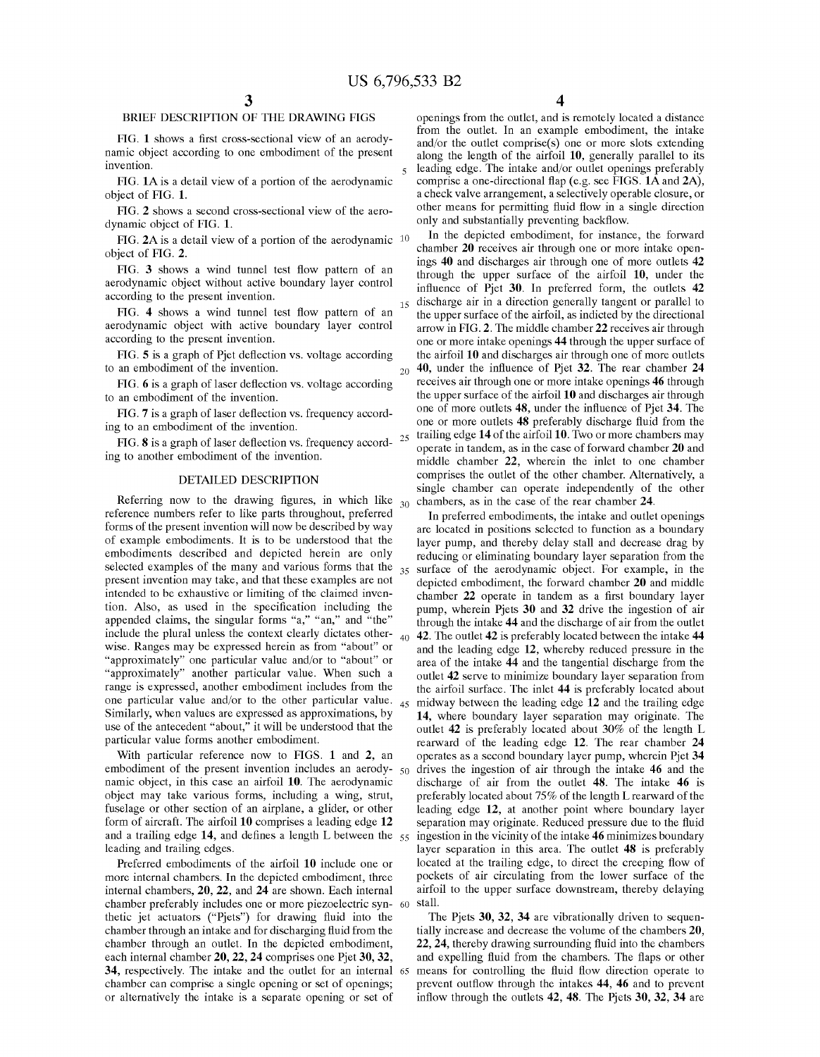## BRIEF DESCRIPTION OF THE DRAWING FIGS

FIG. 1 shows a first cross-sectional view of an aerodynamic object according to one embodiment of the present invention.

FIG. 1A is a detail view of a portion of the aerodynamic object of FIG. 1.

FIG. 2 shows a second cross-sectional view of the aerodynamic object of FIG. 1.

FIG. 2A is a detail view of a portion of the aerodynamic object of FIG. 2.

FIG. 3 shows a wind tunnel test flow pattern of an aerodynamic object without active boundary layer control according to the present invention.

FIG. 4 shows a wind tunnel test flow pattern of an aerodynamic object with active boundary layer control according to the present invention.

FIG. 5 is a graph of Pjet deflection vs. voltage according to an embodiment of the invention.

FIG. 6 is a graph of laser deflection vs. voltage according to an embodiment of the invention.

FIG. 7 is a graph of laser deflection vs. frequency according to an embodiment of the invention.

FIG. 8 is a graph of laser deflection vs. frequency according to another embodiment of the invention.

## DETAILED DESCRIPTION

Referring now to the drawing figures, in which like reference numbers refer to like parts throughout, preferred forms of the present invention will now be described by way of example embodiments. It is to be understood that the embodiments described and depicted herein are only selected examples of the many and various forms that the present invention may take, and that these examples are not intended to be exhaustive or limiting of the claimed invention. Also, as used in the specification including the appended claims, the singular forms "a," "an," and "the" include the plural unless the context clearly dictates otherwise. Ranges may be expressed herein as from "about" or "approximately" one particular value and/or to "about" or "approximately" another particular value. When such a range is expressed, another embodiment includes from the one particular value and/or to the other particular value. Similarly, when values are expressed as approximations, by use of the antecedent "about," it will be understood that the particular value forms another embodiment.

With particular reference now to FIGS. 1 and 2, an embodiment of the present invention includes an aerodynamic object, in this case an airfoil **10**. The aerodynamic object may take various forms, including a wing, strut, fuselage or other section of an airplane, a glider, or other form of aircraft. The airfoil **10** comprises a leading edge **12** and a trailing edge **14**, and defines a length L between the leading and trailing edges.

Preferred embodiments of the airfoil **10** include one or more internal chambers. In the depicted embodiment, three internal chambers, **20**, **22**, and **24** are shown. Each internal chamber preferably includes one or more piezoelectric synthetic jet actuators ("Pjets") for drawing fluid into the chamber through an intake and for discharging fluid from the chamber through an outlet. In the depicted embodiment, each internal chamber **20**, **22**, **24** comprises one Pjet **30**, **32**, **34**, respectively. The intake and the outlet for an internal chamber can comprise a single opening or set of openings; or alternatively the intake is a separate opening or set of openings from the outlet, and is remotely located a distance from the outlet. In an example embodiment, the intake and/or the outlet comprise(s) one or more slots extending along the length of the airfoil **10**, generally parallel to its leading edge. The intake and/or outlet openings preferably comprise a one-directional flap (e.g. see FIGS. 1A and 2A), a check valve arrangement, a selectively operable closure, or other means for permitting fluid flow in a single direction only and substantially preventing backflow.

In the depicted embodiment, for instance, the forward chamber **20** receives air through one or more intake openings **40** and discharges air through one of more outlets **42** through the upper surface of the airfoil **10**, under the influence of Pjet **30**. In preferred form, the outlets **42** discharge air in a direction generally tangent or parallel to the upper surface of the airfoil, as indicted by the directional arrow in FIG. 2. The middle chamber **22** receives air through one or more intake openings **44** through the upper surface of the airfoil **10** and discharges air through one of more outlets **40**, under the influence of Pjet **32**. The rear chamber **24** receives air through one or more intake openings **46** through the upper surface of the airfoil **10** and discharges air through one of more outlets **48**, under the influence of Pjet **34**. The one or more outlets **48** preferably discharge fluid from the trailing edge **14** of the airfoil **10**. Two or more chambers may operate in tandem, as in the case of forward chamber **20** and middle chamber **22**, wherein the inlet to one chamber comprises the outlet of the other chamber. Alternatively, a single chamber can operate independently of the other chambers, as in the case of the rear chamber **24**.

In preferred embodiments, the intake and outlet openings are located in positions selected to function as a boundary layer pump, and thereby delay stall and decrease drag by reducing or eliminating boundary layer separation from the surface of the aerodynamic object. For example, in the depicted embodiment, the forward chamber **20** and middle chamber **22** operate in tandem as a first boundary layer pump, wherein Pjets **30** and **32** drive the ingestion of air through the intake **44** and the discharge of air from the outlet **42**. The outlet **42** is preferably located between the intake **44** and the leading edge **12**, whereby reduced pressure in the area of the intake **44** and the tangential discharge from the outlet **42** serve to minimize boundary layer separation from the airfoil surface. The inlet **44** is preferably located about midway between the leading edge **12** and the trailing edge **14**, where boundary layer separation may originate. The outlet **42** is preferably located about 30% of the length L rearward of the leading edge **12**. The rear chamber **24** operates as a second boundary layer pump, wherein Pjet **34** drives the ingestion of air through the intake **46** and the discharge of air from the outlet **48**. The intake **46** is preferably located about 75% of the length L rearward of the leading edge **12**, at another point where boundary layer separation may originate. Reduced pressure due to the fluid ingestion in the vicinity of the intake **46** minimizes boundary layer separation in this area. The outlet **48** is preferably located at the trailing edge, to direct the creeping flow of pockets of air circulating from the lower surface of the airfoil to the upper surface downstream, thereby delaying stall.

The Pjets **30**, **32**, **34** are vibrationally driven to sequentially increase and decrease the volume of the chambers **20**, **22**, **24**, thereby drawing surrounding fluid into the chambers and expelling fluid from the chambers. The flaps or other means for controlling the fluid flow direction operate to prevent outflow through the intakes **44**, **46** and to prevent inflow through the outlets **42**, **48**. The Pjets **30**, **32**, **34** are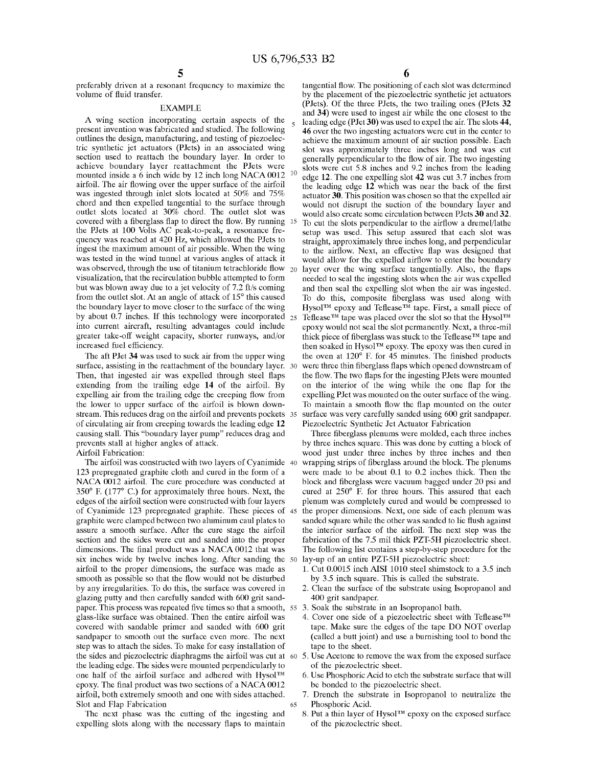preferably driven at a resonant frequency to maximize the volume of fluid transfer.

## EXAMPLE

A wing section incorporating certain aspects of the present invention was fabricated and studied. The following outlines the design, manufacturing, and testing of piezoelectric synthetic jet actuators (PJets) in an associated wing section used to reattach the boundary layer. In order to achieve boundary layer reattachment the PJets were mounted inside a 6 inch wide by 12 inch long NACA 0012 airfoil. The air flowing over the upper surface of the airfoil was ingested through inlet slots located at 50% and 75% chord and then expelled tangential to the surface through outlet slots located at 30% chord. The outlet slot was covered with a fiberglass flap to direct the flow. By running the PJets at 100 Volts AC peak-to-peak, a resonance frequency was reached at 420 Hz, which allowed the PJets to ingest the maximum amount of air possible. When the wing was tested in the wind tunnel at various angles of attack it was observed, through the use of titanium tetrachloride flow visualization, that the recirculation bubble attempted to form but was blown away due to a jet velocity of 7.2 ft/s coming from the outlet slot. At an angle of attack of 15° this caused the boundary layer to move closer to the surface of the wing by about 0.7 inches. If this technology were incorporated into current aircraft, resulting advantages could include greater take-off weight capacity, shorter runways, and/or increased fuel efficiency.

The aft PJet **34** was used to suck air from the upper wing surface, assisting in the reattachment of the boundary layer. Then, that ingested air was expelled through steel flaps extending from the trailing edge **14** of the airfoil. By expelling air from the trailing edge the creeping flow from the lower to upper surface of the airfoil is blown downstream. This reduces drag on the airfoil and prevents pockets of circulating air from creeping towards the leading edge **12** causing stall. This "boundary layer pump" reduces drag and prevents stall at higher angles of attack.

### Airfoil Fabrication:

The airfoil was constructed with two layers of Cyanimide 123 prepregnated graphite cloth and cured in the form of a NACA 0012 airfoil. The cure procedure was conducted at 350° F. (177° C.) for approximately three hours. Next, the edges of the airfoil section were constructed with four layers of Cyanimide 123 prepregnated graphite. These pieces of graphite were clamped between two aluminum caul plates to assure a smooth surface. After the cure stage the airfoil section and the sides were cut and sanded into the proper dimensions. The final product was a NACA 0012 that was six inches wide by twelve inches long. After sanding the airfoil to the proper dimensions, the surface was made as smooth as possible so that the flow would not be disturbed by any irregularities. To do this, the surface was covered in glazing putty and then carefully sanded with 600 grit sandpaper. This process was repeated five times so that a smooth, glass-like surface was obtained. Then the entire airfoil was covered with sandable primer and sanded with 600 grit sandpaper to smooth out the surface even more. The next step was to attach the sides. To make for easy installation of the sides and piezoelectric diaphragms the airfoil was cut at the leading edge. The sides were mounted perpendicularly to one half of the airfoil surface and adhered with Hysol™ epoxy. The final product was two sections of a NACA 0012 airfoil, both extremely smooth and one with sides attached.

### Slot and Flap Fabrication

The next phase was the cutting of the ingesting and expelling slots along with the necessary flaps to maintain tangential flow. The positioning of each slot was determined by the placement of the piezoelectric synthetic jet actuators (PJets). Of the three PJets, the two trailing ones (PJets **32** and **34**) were used to ingest air while the one closest to the leading edge (PJet **30**) was used to expel the air. The slots **44**, **46** over the two ingesting actuators were cut in the center to achieve the maximum amount of air suction possible. Each slot was approximately three inches long and was cut generally perpendicular to the flow of air. The two ingesting slots were cut 5.8 inches and 9.2 inches from the leading edge **12**. The one expelling slot **42** was cut 3.7 inches from the leading edge **12** which was near the back of the first actuator **30**. This position was chosen so that the expelled air would not disrupt the suction of the boundary layer and would also create some circulation between PJets **30** and **32**. To cut the slots perpendicular to the airflow a dremel/lathe setup was used. This setup assured that each slot was straight, approximately three inches long, and perpendicular to the airflow. Next, an effective flap was designed that would allow for the expelled airflow to enter the boundary layer over the wing surface tangentially. Also, the flaps needed to seal the ingesting slots when the air was expelled and then seal the expelling slot when the air was ingested. To do this, composite fiberglass was used along with Hysol™ epoxy and Teflease™ tape. First, a small piece of Teflease™ tape was placed over the slot so that the Hysol™ epoxy would not seal the slot permanently. Next, a three-mil thick piece of fiberglass was stuck to the Teflease™ tape and then soaked in Hysol™ epoxy. The epoxy was then cured in the oven at 120° F. for 45 minutes. The finished products were three thin fiberglass flaps which opened downstream of the flow. The two flaps for the ingesting PJets were mounted on the interior of the wing while the one flap for the expelling PJet was mounted on the outer surface of the wing. To maintain a smooth flow the flap mounted on the outer surface was very carefully sanded using 600 grit sandpaper.

### Piezoelectric Synthetic Jet Actuator Fabrication

Three fiberglass plenums were molded, each three inches by three inches square. This was done by cutting a block of wood just under three inches by three inches and then wrapping strips of fiberglass around the block. The plenums were made to be about 0.1 to 0.2 inches thick. Then the block and fiberglass were vacuum bagged under 20 psi and cured at 250° F. for three hours. This assured that each plenum was completely cured and would be compressed to the proper dimensions. Next, one side of each plenum was sanded square while the other was sanded to lie flush against the interior surface of the airfoil. The next step was the fabrication of the 7.5 mil thick PZT-5H piezoelectric sheet. The following list contains a step-by-step procedure for the lay-up of an entire PZT-5H piezoelectric sheet:

1. Cut 0.0015 inch AISI 1010 steel shimstock to a 3.5 inch by 3.5 inch square. This is called the substrate.
2. Clean the surface of the substrate using Isopropanol and 400 grit sandpaper.
3. Soak the substrate in an Isopropanol bath.
4. Cover one side of a piezoelectric sheet with Teflease™ tape. Make sure the edges of the tape DO NOT overlap (called a butt joint) and use a burnishing tool to bond the tape to the sheet.
5. Use Acetone to remove the wax from the exposed surface of the piezoelectric sheet.
6. Use Phosphoric Acid to etch the substrate surface that will be bonded to the piezoelectric sheet.
7. Drench the substrate in Isopropanol to neutralize the Phosphoric Acid.
8. Put a thin layer of Hysol™ epoxy on the exposed surface of the piezoelectric sheet.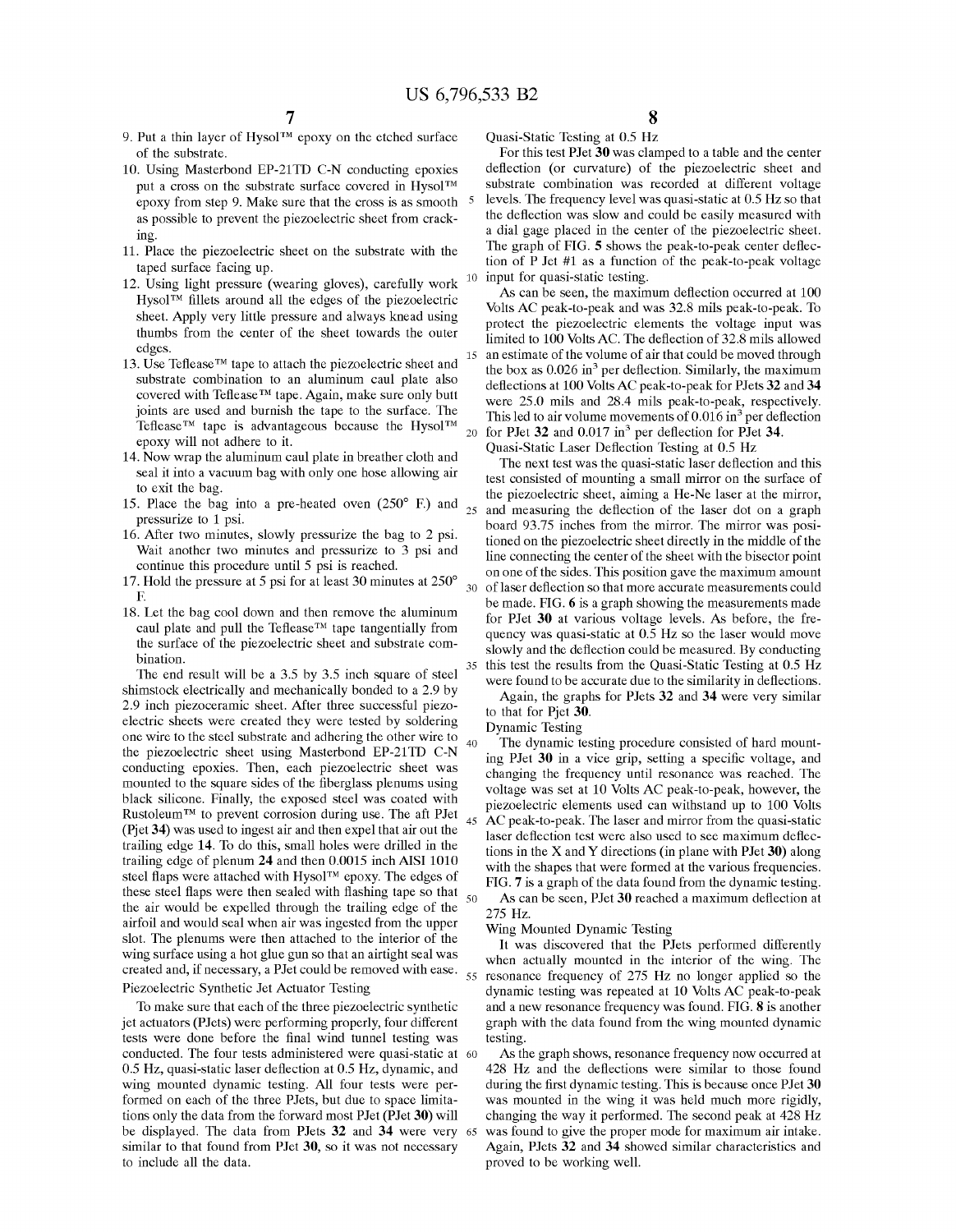9. Put a thin layer of Hysol™ epoxy on the etched surface of the substrate.
10. Using Masterbond EP-21TD C-N conducting epoxies put a cross on the substrate surface covered in Hysol™ epoxy from step 9. Make sure that the cross is as smooth as possible to prevent the piezoelectric sheet from cracking.
11. Place the piezoelectric sheet on the substrate with the taped surface facing up.
12. Using light pressure (wearing gloves), carefully work Hysol™ fillets around all the edges of the piezoelectric sheet. Apply very little pressure and always knead using thumbs from the center of the sheet towards the outer edges.
13. Use Teflease™ tape to attach the piezoelectric sheet and substrate combination to an aluminum caul plate also covered with Teflease™ tape. Again, make sure only butt joints are used and burnish the tape to the surface. The Teflease™ tape is advantageous because the Hysol™ epoxy will not adhere to it.
14. Now wrap the aluminum caul plate in breather cloth and seal it into a vacuum bag with only one hose allowing air to exit the bag.
15. Place the bag into a pre-heated oven (250° F.) and pressurize to 1 psi.
16. After two minutes, slowly pressurize the bag to 2 psi. Wait another two minutes and pressurize to 3 psi and continue this procedure until 5 psi is reached.
17. Hold the pressure at 5 psi for at least 30 minutes at 250° F.
18. Let the bag cool down and then remove the aluminum caul plate and pull the Teflease™ tape tangentially from the surface of the piezoelectric sheet and substrate combination.

The end result will be a 3.5 by 3.5 inch square of steel shimstock electrically and mechanically bonded to a 2.9 by 2.9 inch piezoceramic sheet. After three successful piezoelectric sheets were created they were tested by soldering one wire to the steel substrate and adhering the other wire to the piezoelectric sheet using Masterbond EP-21TD C-N conducting epoxies. Then, each piezoelectric sheet was mounted to the square sides of the fiberglass plenums using black silicone. Finally, the exposed steel was coated with Rustoleum™ to prevent corrosion during use. The aft PJet (Pjet **34**) was used to ingest air and then expel that air out the trailing edge **14**. To do this, small holes were drilled in the trailing edge of plenum **24** and then 0.0015 inch AISI 1010 steel flaps were attached with Hysol™ epoxy. The edges of these steel flaps were then sealed with flashing tape so that the air would be expelled through the trailing edge of the airfoil and would seal when air was ingested from the upper slot. The plenums were then attached to the interior of the wing surface using a hot glue gun so that an airtight seal was created and, if necessary, a PJet could be removed with ease.

Piezoelectric Synthetic Jet Actuator Testing

To make sure that each of the three piezoelectric synthetic jet actuators (PJets) were performing properly, four different tests were done before the final wind tunnel testing was conducted. The four tests administered were quasi-static at 0.5 Hz, quasi-static laser deflection at 0.5 Hz, dynamic, and wing mounted dynamic testing. All four tests were performed on each of the three PJets, but due to space limitations only the data from the forward most PJet (PJet **30**) will be displayed. The data from PJets **32** and **34** were very similar to that found from PJet **30**, so it was not necessary to include all the data.

Quasi-Static Testing at 0.5 Hz

For this test PJet **30** was clamped to a table and the center deflection (or curvature) of the piezoelectric sheet and substrate combination was recorded at different voltage levels. The frequency level was quasi-static at 0.5 Hz so that the deflection was slow and could be easily measured with a dial gage placed in the center of the piezoelectric sheet. The graph of FIG. **5** shows the peak-to-peak center deflection of P Jet #1 as a function of the peak-to-peak voltage input for quasi-static testing.

As can be seen, the maximum deflection occurred at 100 Volts AC peak-to-peak and was 32.8 mils peak-to-peak. To protect the piezoelectric elements the voltage input was limited to 100 Volts AC. The deflection of 32.8 mils allowed an estimate of the volume of air that could be moved through the box as 0.026 $in^3$ per deflection. Similarly, the maximum deflections at 100 Volts AC peak-to-peak for PJets **32** and **34** were 25.0 mils and 28.4 mils peak-to-peak, respectively. This led to air volume movements of 0.016 $in^3$ per deflection for PJet **32** and 0.017 $in^3$ per deflection for PJet **34**.

Quasi-Static Laser Deflection Testing at 0.5 Hz

The next test was the quasi-static laser deflection and this test consisted of mounting a small mirror on the surface of the piezoelectric sheet, aiming a He-Ne laser at the mirror, and measuring the deflection of the laser dot on a graph board 93.75 inches from the mirror. The mirror was positioned on the piezoelectric sheet directly in the middle of the line connecting the center of the sheet with the bisector point on one of the sides. This position gave the maximum amount of laser deflection so that more accurate measurements could be made. FIG. **6** is a graph showing the measurements made for PJet **30** at various voltage levels. As before, the frequency was quasi-static at 0.5 Hz so the laser would move slowly and the deflection could be measured. By conducting this test the results from the Quasi-Static Testing at 0.5 Hz were found to be accurate due to the similarity in deflections.

Again, the graphs for PJets **32** and **34** were very similar to that for Pjet **30**.

Dynamic Testing

The dynamic testing procedure consisted of hard mounting PJet **30** in a vice grip, setting a specific voltage, and changing the frequency until resonance was reached. The voltage was set at 10 Volts AC peak-to-peak, however, the piezoelectric elements used can withstand up to 100 Volts AC peak-to-peak. The laser and mirror from the quasi-static laser deflection test were also used to see maximum deflections in the X and Y directions (in plane with PJet **30**) along with the shapes that were formed at the various frequencies. FIG. **7** is a graph of the data found from the dynamic testing. As can be seen, PJet **30** reached a maximum deflection at 275 Hz.

Wing Mounted Dynamic Testing

It was discovered that the PJets performed differently when actually mounted in the interior of the wing. The resonance frequency of 275 Hz no longer applied so the dynamic testing was repeated at 10 Volts AC peak-to-peak and a new resonance frequency was found. FIG. **8** is another graph with the data found from the wing mounted dynamic testing.

As the graph shows, resonance frequency now occurred at 428 Hz and the deflections were similar to those found during the first dynamic testing. This is because once PJet **30** was mounted in the wing it was held much more rigidly, changing the way it performed. The second peak at 428 Hz was found to give the proper mode for maximum air intake. Again, PJets **32** and **34** showed similar characteristics and proved to be working well.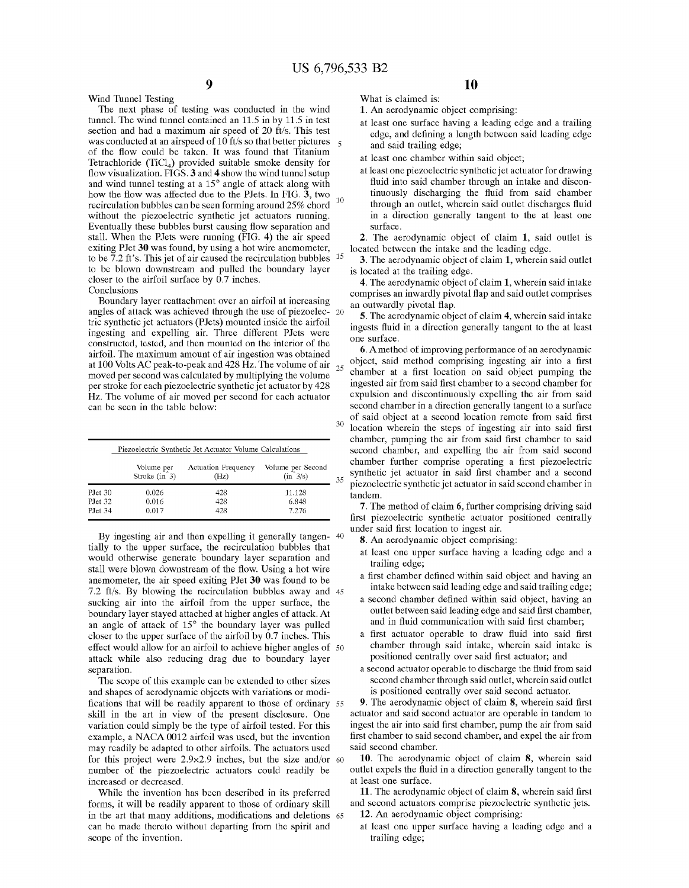### Wind Tunnel Testing

The next phase of testing was conducted in the wind tunnel. The wind tunnel contained an 11.5 in by 11.5 in test section and had a maximum air speed of 20 ft/s. This test was conducted at an airspeed of 10 ft/s so that better pictures of the flow could be taken. It was found that Titanium Tetrachloride ($TiCl_4$) provided suitable smoke density for flow visualization. FIGS. 3 and 4 show the wind tunnel setup and wind tunnel testing at a 15° angle of attack along with how the flow was affected due to the PJets. In FIG. 3, two recirculation bubbles can be seen forming around 25% chord without the piezoelectric synthetic jet actuators running. Eventually these bubbles burst causing flow separation and stall. When the PJets were running (FIG. 4) the air speed exiting PJet **30** was found, by using a hot wire anemometer, to be 7.2 ft's. This jet of air caused the recirculation bubbles to be blown downstream and pulled the boundary layer closer to the airfoil surface by 0.7 inches.

### Conclusions

Boundary layer reattachment over an airfoil at increasing angles of attack was achieved through the use of piezoelectric synthetic jet actuators (PJets) mounted inside the airfoil ingesting and expelling air. Three different PJets were constructed, tested, and then mounted on the interior of the airfoil. The maximum amount of air ingestion was obtained at 100 Volts AC peak-to-peak and 428 Hz. The volume of air moved per second was calculated by multiplying the volume per stroke for each piezoelectric synthetic jet actuator by 428 Hz. The volume of air moved per second for each actuator can be seen in the table below:

Piezoelectric Synthetic Jet Actuator Volume Calculations

| | Volume per Stroke (in^3) | Actuation Frequency (Hz) | Volume per Second (in^3/s) |
|---|---|---|---|
| PJet 30 | 0.026 | 428 | 11.128 |
| PJet 32 | 0.016 | 428 | 6.848 |
| PJet 34 | 0.017 | 428 | 7.276 |

By ingesting air and then expelling it generally tangentially to the upper surface, the recirculation bubbles that would otherwise generate boundary layer separation and stall were blown downstream of the flow. Using a hot wire anemometer, the air speed exiting PJet **30** was found to be 7.2 ft/s. By blowing the recirculation bubbles away and sucking air into the airfoil from the upper surface, the boundary layer stayed attached at higher angles of attack. At an angle of attack of 15° the boundary layer was pulled closer to the upper surface of the airfoil by 0.7 inches. This effect would allow for an airfoil to achieve higher angles of attack while also reducing drag due to boundary layer separation.

The scope of this example can be extended to other sizes and shapes of aerodynamic objects with variations or modifications that will be readily apparent to those of ordinary skill in the art in view of the present disclosure. One variation could simply be the type of airfoil tested. For this example, a NACA 0012 airfoil was used, but the invention may readily be adapted to other airfoils. The actuators used for this project were 2.9×2.9 inches, but the size and/or number of the piezoelectric actuators could readily be increased or decreased.

While the invention has been described in its preferred forms, it will be readily apparent to those of ordinary skill in the art that many additions, modifications and deletions can be made thereto without departing from the spirit and scope of the invention.

What is claimed is:

1. An aerodynamic object comprising:
   - at least one surface having a leading edge and a trailing edge, and defining a length between said leading edge and said trailing edge;
   - at least one chamber within said object;
   - at least one piezoelectric synthetic jet actuator for drawing fluid into said chamber through an intake and discontinuously discharging the fluid from said chamber through an outlet, wherein said outlet discharges fluid in a direction generally tangent to the at least one surface.

2. The aerodynamic object of claim **1**, said outlet is located between the intake and the leading edge.

3. The aerodynamic object of claim **1**, wherein said outlet is located at the trailing edge.

4. The aerodynamic object of claim **1**, wherein said intake comprises an inwardly pivotal flap and said outlet comprises an outwardly pivotal flap.

5. The aerodynamic object of claim **4**, wherein said intake ingests fluid in a direction generally tangent to the at least one surface.

6. A method of improving performance of an aerodynamic object, said method comprising ingesting air into a first chamber at a first location on said object pumping the ingested air from said first chamber to a second chamber for expulsion and discontinuously expelling the air from said second chamber in a direction generally tangent to a surface of said object at a second location remote from said first location wherein the steps of ingesting air into said first chamber, pumping the air from said first chamber to said second chamber, and expelling the air from said second chamber further comprise operating a first piezoelectric synthetic jet actuator in said first chamber and a second piezoelectric synthetic jet actuator in said second chamber in tandem.

7. The method of claim **6**, further comprising driving said first piezoelectric synthetic actuator positioned centrally under said first location to ingest air.

8. An aerodynamic object comprising:
   - at least one upper surface having a leading edge and a trailing edge;
   - a first chamber defined within said object and having an intake between said leading edge and said trailing edge;
   - a second chamber defined within said object, having an outlet between said leading edge and said first chamber, and in fluid communication with said first chamber;
   - a first actuator operable to draw fluid into said first chamber through said intake, wherein said intake is positioned centrally over said first actuator; and
   - a second actuator operable to discharge the fluid from said second chamber through said outlet, wherein said outlet is positioned centrally over said second actuator.

9. The aerodynamic object of claim **8**, wherein said first actuator and said second actuator are operable in tandem to ingest the air into said first chamber, pump the air from said first chamber to said second chamber, and expel the air from said second chamber.

10. The aerodynamic object of claim **8**, wherein said outlet expels the fluid in a direction generally tangent to the at least one surface.

11. The aerodynamic object of claim **8**, wherein said first and second actuators comprise piezoelectric synthetic jets.

12. An aerodynamic object comprising:
   - at least one upper surface having a leading edge and a trailing edge;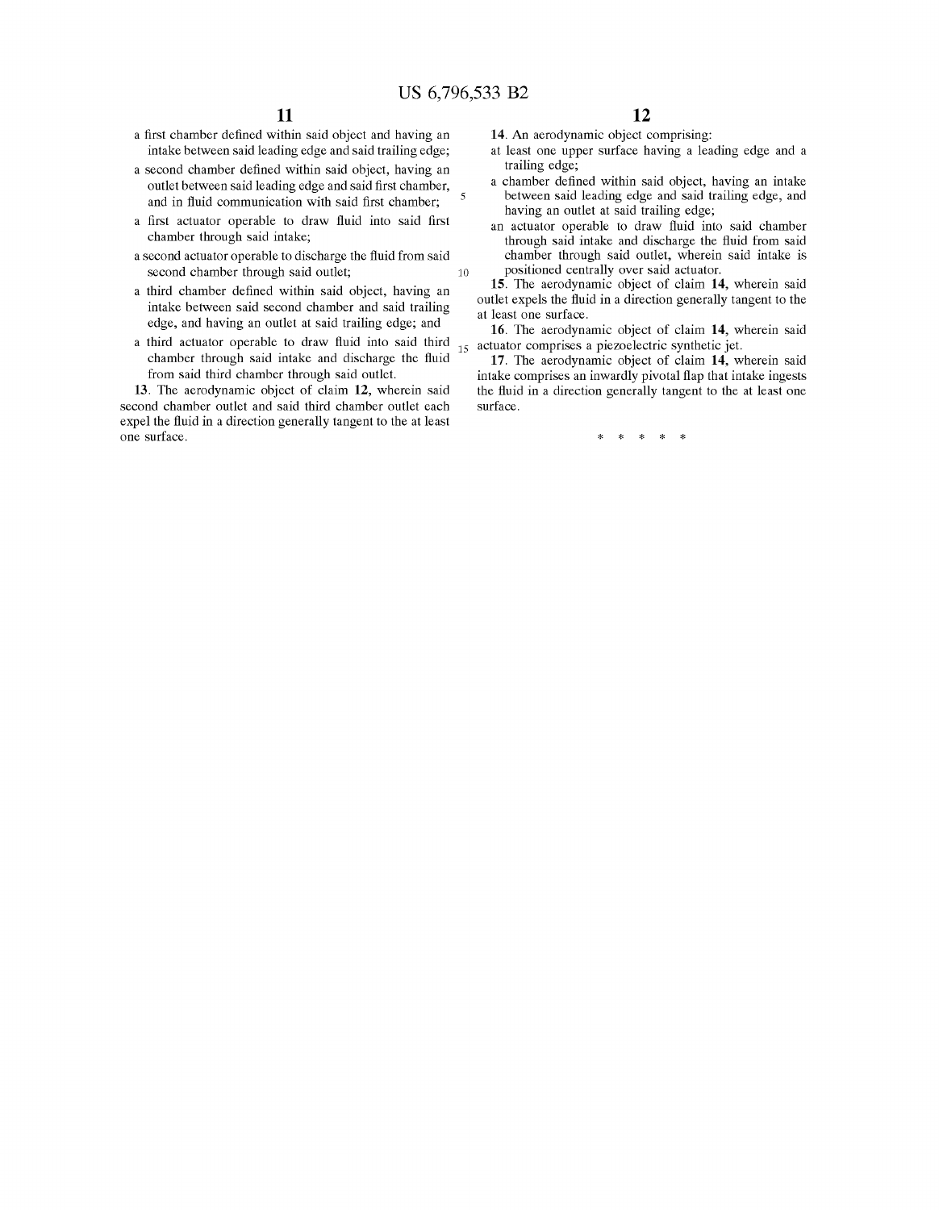a first chamber defined within said object and having an intake between said leading edge and said trailing edge;

a second chamber defined within said object, having an outlet between said leading edge and said first chamber, and in fluid communication with said first chamber;

a first actuator operable to draw fluid into said first chamber through said intake;

a second actuator operable to discharge the fluid from said second chamber through said outlet;

a third chamber defined within said object, having an intake between said second chamber and said trailing edge, and having an outlet at said trailing edge; and

a third actuator operable to draw fluid into said third chamber through said intake and discharge the fluid from said third chamber through said outlet.

**13**. The aerodynamic object of claim **12**, wherein said second chamber outlet and said third chamber outlet each expel the fluid in a direction generally tangent to the at least one surface.

**14**. An aerodynamic object comprising:

at least one upper surface having a leading edge and a trailing edge;

a chamber defined within said object, having an intake between said leading edge and said trailing edge, and having an outlet at said trailing edge;

an actuator operable to draw fluid into said chamber through said intake and discharge the fluid from said chamber through said outlet, wherein said intake is positioned centrally over said actuator.

**15**. The aerodynamic object of claim **14**, wherein said outlet expels the fluid in a direction generally tangent to the at least one surface.

**16**. The aerodynamic object of claim **14**, wherein said actuator comprises a piezoelectric synthetic jet.

**17**. The aerodynamic object of claim **14**, wherein said intake comprises an inwardly pivotal flap that intake ingests the fluid in a direction generally tangent to the at least one surface.

* * * * *